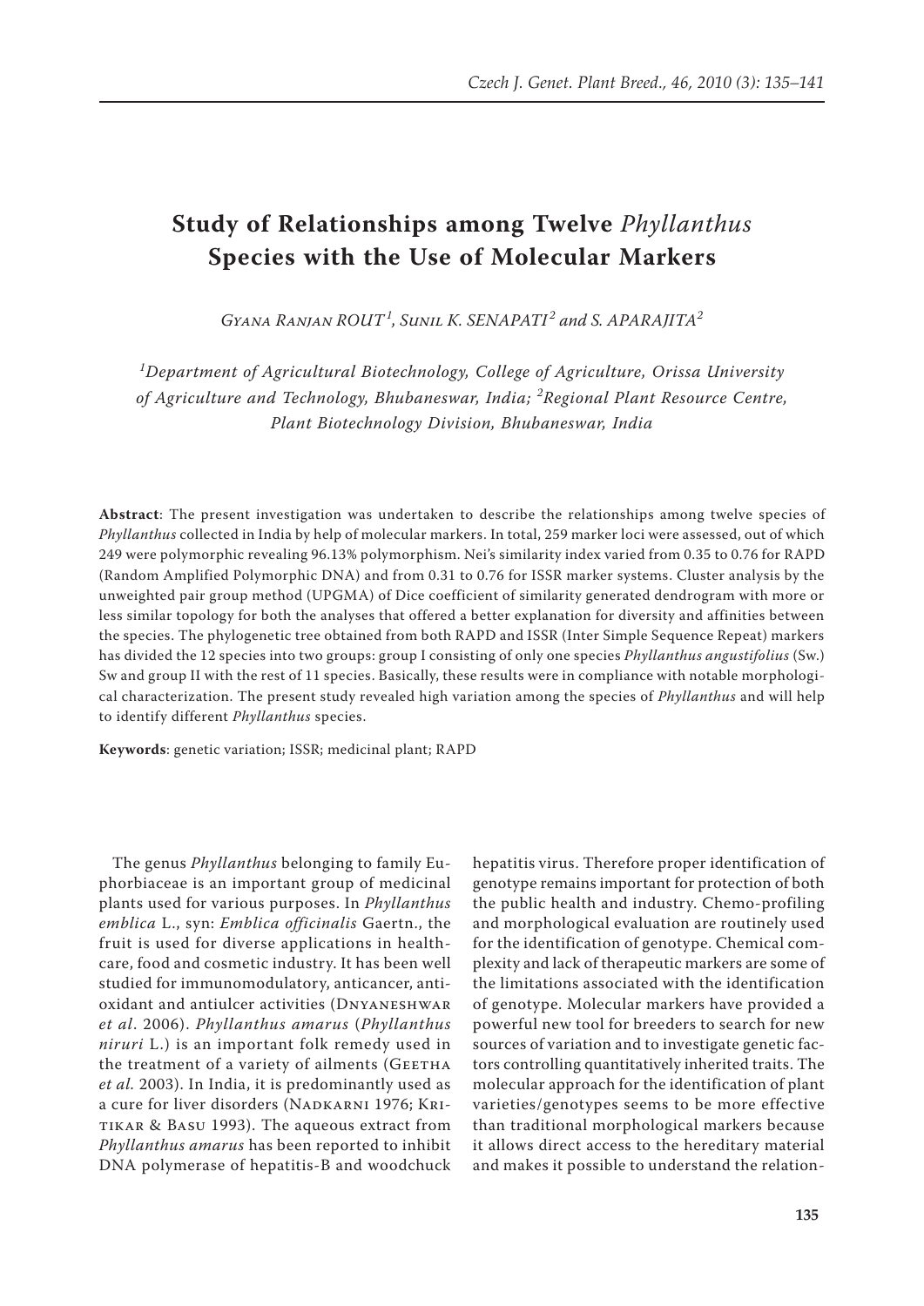# Study of Relationships among Twelve *Phyllanthus* Species with the Use of Molecular Markers

*Gyana Ranjan ROUT*[1], *Sunil K. SENAPATI*[2] *and S. APARAJITA*[2]

[1]*Department of Agricultural Biotechnology, College of Agriculture, Orissa University of Agriculture and Technology, Bhubaneswar, India;* [2]*Regional Plant Resource Centre, Plant Biotechnology Division, Bhubaneswar, India*

**Abstract**: The present investigation was undertaken to describe the relationships among twelve species of *Phyllanthus* collected in India by help of molecular markers. In total, 259 marker loci were assessed, out of which 249 were polymorphic revealing 96.13% polymorphism. Nei's similarity index varied from 0.35 to 0.76 for RAPD (Random Amplified Polymorphic DNA) and from 0.31 to 0.76 for ISSR marker systems. Cluster analysis by the unweighted pair group method (UPGMA) of Dice coefficient of similarity generated dendrogram with more or less similar topology for both the analyses that offered a better explanation for diversity and affinities between the species. The phylogenetic tree obtained from both RAPD and ISSR (Inter Simple Sequence Repeat) markers has divided the 12 species into two groups: group I consisting of only one species *Phyllanthus angustifolius* (Sw.) Sw and group II with the rest of 11 species. Basically, these results were in compliance with notable morphological characterization. The present study revealed high variation among the species of *Phyllanthus* and will help to identify different *Phyllanthus* species.

**Keywords**: genetic variation; ISSR; medicinal plant; RAPD

The genus *Phyllanthus* belonging to family Euphorbiaceae is an important group of medicinal plants used for various purposes. In *Phyllanthus emblica* L., syn: *Emblica officinalis* Gaertn., the fruit is used for diverse applications in healthcare, food and cosmetic industry. It has been well studied for immunomodulatory, anticancer, antioxidant and antiulcer activities (Dnyaneshwar *et al*. 2006). *Phyllanthus amarus* (*Phyllanthus niruri* L.) is an important folk remedy used in the treatment of a variety of ailments (Geetha *et al.* 2003). In India, it is predominantly used as a cure for liver disorders (Nadkarni 1976; Kritikar & Basu 1993). The aqueous extract from *Phyllanthus amarus* has been reported to inhibit DNA polymerase of hepatitis-B and woodchuck hepatitis virus. Therefore proper identification of genotype remains important for protection of both the public health and industry. Chemo-profiling and morphological evaluation are routinely used for the identification of genotype. Chemical complexity and lack of therapeutic markers are some of the limitations associated with the identification of genotype. Molecular markers have provided a powerful new tool for breeders to search for new sources of variation and to investigate genetic factors controlling quantitatively inherited traits. The molecular approach for the identification of plant varieties/genotypes seems to be more effective than traditional morphological markers because it allows direct access to the hereditary material and makes it possible to understand the relation-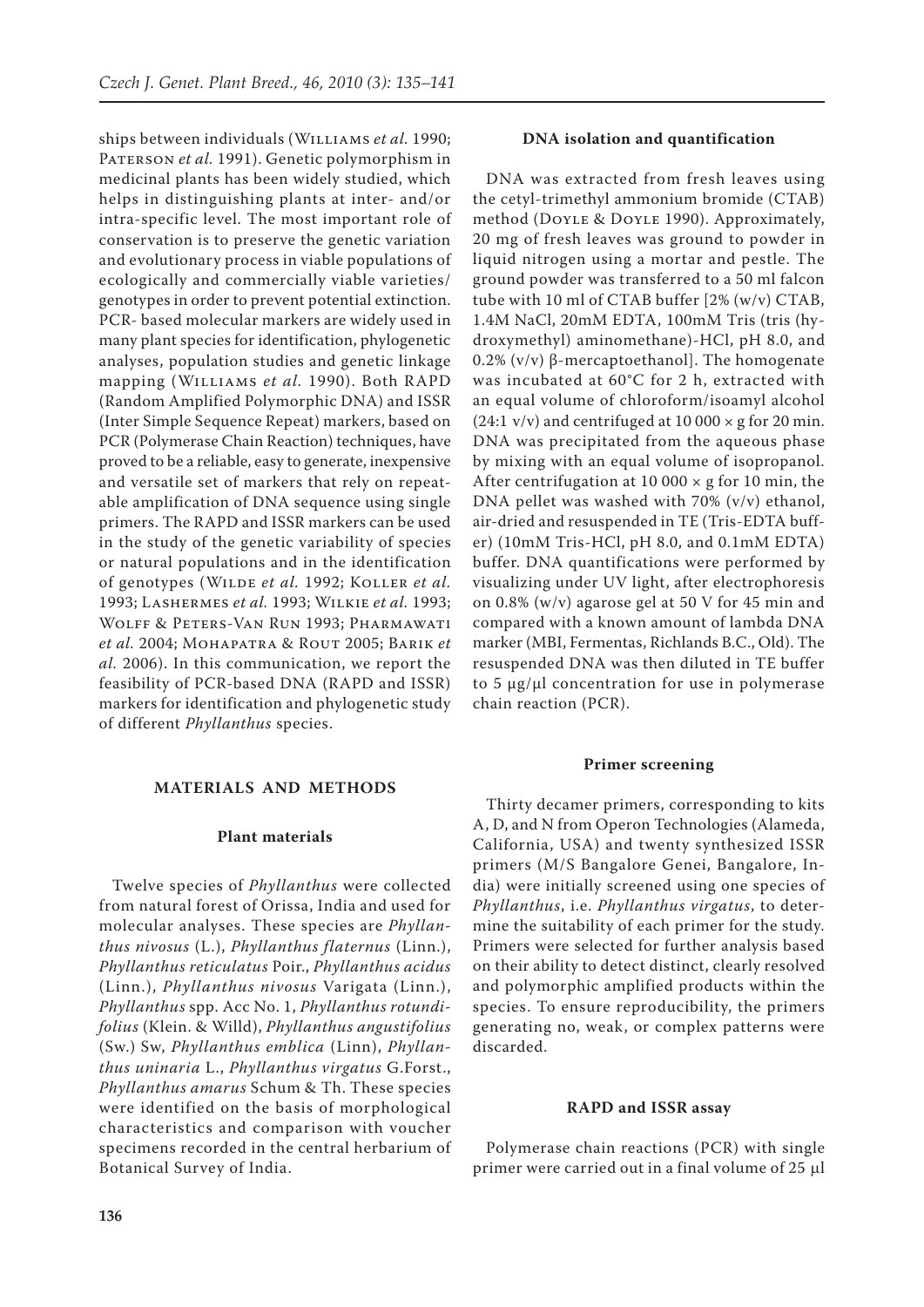ships between individuals (Williams *et al.* 1990; Paterson *et al.* 1991). Genetic polymorphism in medicinal plants has been widely studied, which helps in distinguishing plants at inter- and/or intra-specific level. The most important role of conservation is to preserve the genetic variation and evolutionary process in viable populations of ecologically and commercially viable varieties/genotypes in order to prevent potential extinction. PCR- based molecular markers are widely used in many plant species for identification, phylogenetic analyses, population studies and genetic linkage mapping (Williams *et al.* 1990). Both RAPD (Random Amplified Polymorphic DNA) and ISSR (Inter Simple Sequence Repeat) markers, based on PCR (Polymerase Chain Reaction) techniques, have proved to be a reliable, easy to generate, inexpensive and versatile set of markers that rely on repeatable amplification of DNA sequence using single primers. The RAPD and ISSR markers can be used in the study of the genetic variability of species or natural populations and in the identification of genotypes (Wilde *et al.* 1992; Koller *et al.* 1993; Lashermes *et al.* 1993; Wilkie *et al.* 1993; Wolff & Peters-Van Run 1993; Pharmawati *et al.* 2004; Mohapatra & Rout 2005; Barik *et al.* 2006). In this communication, we report the feasibility of PCR-based DNA (RAPD and ISSR) markers for identification and phylogenetic study of different *Phyllanthus* species.

## MATERIALS AND METHODS

### Plant materials

Twelve species of *Phyllanthus* were collected from natural forest of Orissa, India and used for molecular analyses. These species are *Phyllanthus nivosus* (L.), *Phyllanthus flaternus* (Linn.), *Phyllanthus reticulatus* Poir., *Phyllanthus acidus* (Linn.), *Phyllanthus nivosus* Varigata (Linn.), *Phyllanthus* spp. Acc No. 1, *Phyllanthus rotundifolius* (Klein. & Willd), *Phyllanthus angustifolius* (Sw.) Sw, *Phyllanthus emblica* (Linn), *Phyllanthus uninaria* L., *Phyllanthus virgatus* G.Forst., *Phyllanthus amarus* Schum & Th. These species were identified on the basis of morphological characteristics and comparison with voucher specimens recorded in the central herbarium of Botanical Survey of India.

### DNA isolation and quantification

DNA was extracted from fresh leaves using the cetyl-trimethyl ammonium bromide (CTAB) method (Doyle & Doyle 1990). Approximately, 20 mg of fresh leaves was ground to powder in liquid nitrogen using a mortar and pestle. The ground powder was transferred to a 50 ml falcon tube with 10 ml of CTAB buffer [2% (w/v) CTAB, 1.4M NaCl, 20mM EDTA, 100mM Tris (tris (hydroxymethyl) aminomethane)-HCl, pH 8.0, and 0.2% (v/v) β-mercaptoethanol]. The homogenate was incubated at 60°C for 2 h, extracted with an equal volume of chloroform/isoamyl alcohol (24:1 v/v) and centrifuged at 10 000 × g for 20 min. DNA was precipitated from the aqueous phase by mixing with an equal volume of isopropanol. After centrifugation at 10 000 × g for 10 min, the DNA pellet was washed with 70% (v/v) ethanol, air-dried and resuspended in TE (Tris-EDTA buffer) (10mM Tris-HCl, pH 8.0, and 0.1mM EDTA) buffer. DNA quantifications were performed by visualizing under UV light, after electrophoresis on 0.8% (w/v) agarose gel at 50 V for 45 min and compared with a known amount of lambda DNA marker (MBI, Fermentas, Richlands B.C., Old). The resuspended DNA was then diluted in TE buffer to 5 µg/µl concentration for use in polymerase chain reaction (PCR).

### Primer screening

Thirty decamer primers, corresponding to kits A, D, and N from Operon Technologies (Alameda, California, USA) and twenty synthesized ISSR primers (M/S Bangalore Genei, Bangalore, India) were initially screened using one species of *Phyllanthus*, i.e. *Phyllanthus virgatus*, to determine the suitability of each primer for the study. Primers were selected for further analysis based on their ability to detect distinct, clearly resolved and polymorphic amplified products within the species. To ensure reproducibility, the primers generating no, weak, or complex patterns were discarded.

### RAPD and ISSR assay

Polymerase chain reactions (PCR) with single primer were carried out in a final volume of 25 µl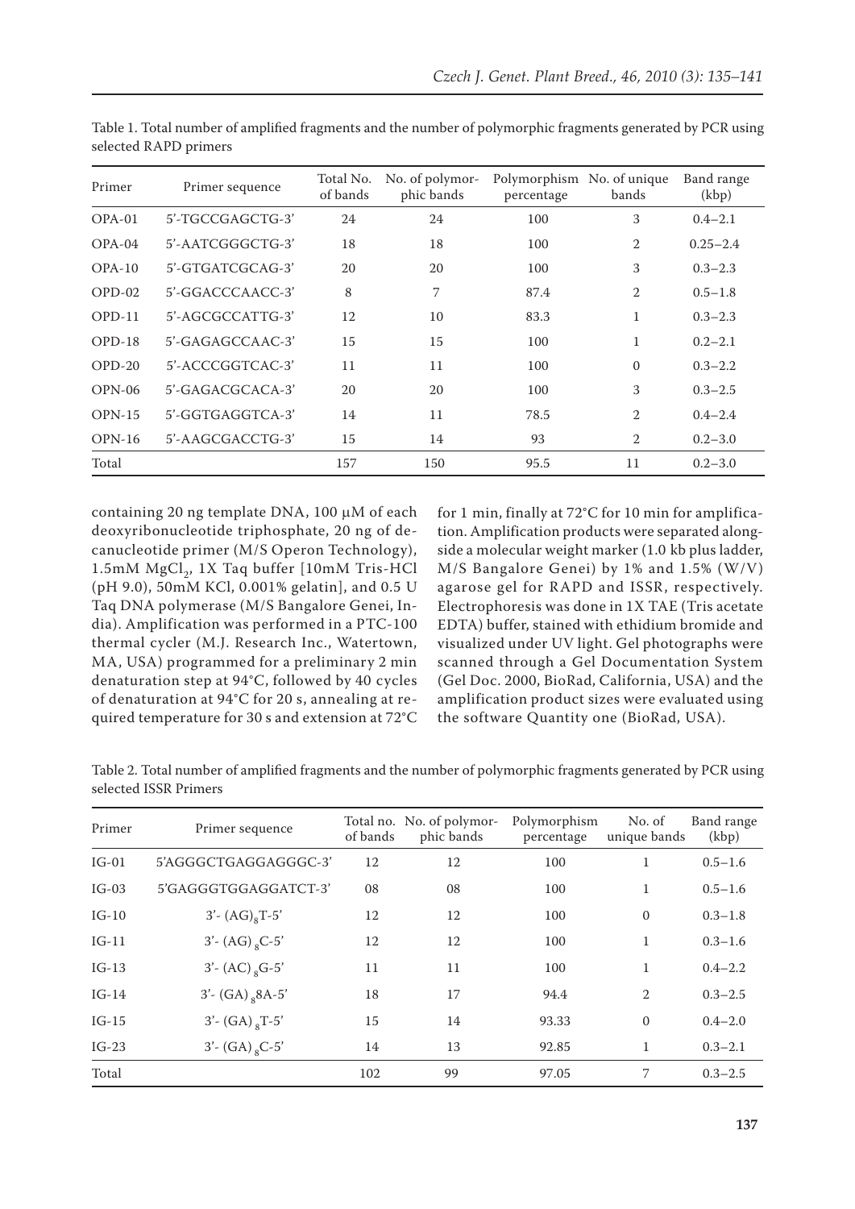Table 1. Total number of amplified fragments and the number of polymorphic fragments generated by PCR using selected RAPD primers

| Primer | Primer sequence | Total No. of bands | No. of polymorphic bands | Polymorphism percentage | No. of unique bands | Band range (kbp) |
|---|---|---|---|---|---|---|
| OPA-01 | 5'-TGCCGAGCTG-3' | 24 | 24 | 100 | 3 | 0.4–2.1 |
| OPA-04 | 5'-AATCGGGCTG-3' | 18 | 18 | 100 | 2 | 0.25–2.4 |
| OPA-10 | 5'-GTGATCGCAG-3' | 20 | 20 | 100 | 3 | 0.3–2.3 |
| OPD-02 | 5'-GGACCCAACC-3' | 8 | 7 | 87.4 | 2 | 0.5–1.8 |
| OPD-11 | 5'-AGCGCCATTG-3' | 12 | 10 | 83.3 | 1 | 0.3–2.3 |
| OPD-18 | 5'-GAGAGCCAAC-3' | 15 | 15 | 100 | 1 | 0.2–2.1 |
| OPD-20 | 5'-ACCCGGTCAC-3' | 11 | 11 | 100 | 0 | 0.3–2.2 |
| OPN-06 | 5'-GAGACGCACA-3' | 20 | 20 | 100 | 3 | 0.3–2.5 |
| OPN-15 | 5'-GGTGAGGTCA-3' | 14 | 11 | 78.5 | 2 | 0.4–2.4 |
| OPN-16 | 5'-AAGCGACCTG-3' | 15 | 14 | 93 | 2 | 0.2–3.0 |
| Total | | 157 | 150 | 95.5 | 11 | 0.2–3.0 |

containing 20 ng template DNA, 100 µM of each deoxyribonucleotide triphosphate, 20 ng of decanucleotide primer (M/S Operon Technology), 1.5mM $MgCl_2$, 1X Taq buffer [10mM Tris-HCl (pH 9.0), 50mM KCl, 0.001% gelatin], and 0.5 U Taq DNA polymerase (M/S Bangalore Genei, India). Amplification was performed in a PTC-100 thermal cycler (M.J. Research Inc., Watertown, MA, USA) programmed for a preliminary 2 min denaturation step at 94°C, followed by 40 cycles of denaturation at 94°C for 20 s, annealing at required temperature for 30 s and extension at 72°C for 1 min, finally at 72°C for 10 min for amplification. Amplification products were separated alongside a molecular weight marker (1.0 kb plus ladder, M/S Bangalore Genei) by 1% and 1.5% (W/V) agarose gel for RAPD and ISSR, respectively. Electrophoresis was done in 1X TAE (Tris acetate EDTA) buffer, stained with ethidium bromide and visualized under UV light. Gel photographs were scanned through a Gel Documentation System (Gel Doc. 2000, BioRad, California, USA) and the amplification product sizes were evaluated using the software Quantity one (BioRad, USA).

Table 2. Total number of amplified fragments and the number of polymorphic fragments generated by PCR using selected ISSR Primers

| Primer | Primer sequence | Total no. of bands | No. of polymorphic bands | Polymorphism percentage | No. of unique bands | Band range (kbp) |
|---|---|---|---|---|---|---|
| IG-01 | 5'AGGGCTGAGGAGGGC-3' | 12 | 12 | 100 | 1 | 0.5–1.6 |
| IG-03 | 5'GAGGGTGGAGGATCT-3' | 08 | 08 | 100 | 1 | 0.5–1.6 |
| IG-10 | 3'- $(AG)_8$T-5' | 12 | 12 | 100 | 0 | 0.3–1.8 |
| IG-11 | 3'- $(AG)_8$C-5' | 12 | 12 | 100 | 1 | 0.3–1.6 |
| IG-13 | 3'- $(AC)_8$G-5' | 11 | 11 | 100 | 1 | 0.4–2.2 |
| IG-14 | 3'- $(GA)_8$8A-5' | 18 | 17 | 94.4 | 2 | 0.3–2.5 |
| IG-15 | 3'- $(GA)_8$T-5' | 15 | 14 | 93.33 | 0 | 0.4–2.0 |
| IG-23 | 3'- $(GA)_8$C-5' | 14 | 13 | 92.85 | 1 | 0.3–2.1 |
| Total | | 102 | 99 | 97.05 | 7 | 0.3–2.5 |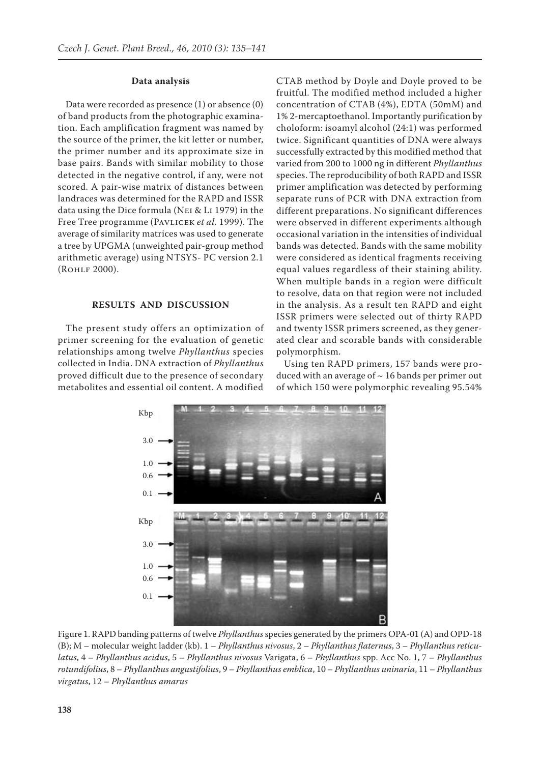### Data analysis

Data were recorded as presence (1) or absence (0) of band products from the photographic examination. Each amplification fragment was named by the source of the primer, the kit letter or number, the primer number and its approximate size in base pairs. Bands with similar mobility to those detected in the negative control, if any, were not scored. A pair-wise matrix of distances between landraces was determined for the RAPD and ISSR data using the Dice formula (Nei & Li 1979) in the Free Tree programme (Pavlicek *et al.* 1999). The average of similarity matrices was used to generate a tree by UPGMA (unweighted pair-group method arithmetic average) using NTSYS- PC version 2.1 (Rohlf 2000).

## RESULTS AND DISCUSSION

The present study offers an optimization of primer screening for the evaluation of genetic relationships among twelve *Phyllanthus* species collected in India. DNA extraction of *Phyllanthus* proved difficult due to the presence of secondary metabolites and essential oil content. A modified CTAB method by Doyle and Doyle proved to be fruitful. The modified method included a higher concentration of CTAB (4%), EDTA (50mM) and 1% 2-mercaptoethanol. Importantly purification by choloform: isoamyl alcohol (24:1) was performed twice. Significant quantities of DNA were always successfully extracted by this modified method that varied from 200 to 1000 ng in different *Phyllanthus* species. The reproducibility of both RAPD and ISSR primer amplification was detected by performing separate runs of PCR with DNA extraction from different preparations. No significant differences were observed in different experiments although occasional variation in the intensities of individual bands was detected. Bands with the same mobility were considered as identical fragments receiving equal values regardless of their staining ability. When multiple bands in a region were difficult to resolve, data on that region were not included in the analysis. As a result ten RAPD and eight ISSR primers were selected out of thirty RAPD and twenty ISSR primers screened, as they generated clear and scorable bands with considerable polymorphism.

Using ten RAPD primers, 157 bands were produced with an average of ~ 16 bands per primer out of which 150 were polymorphic revealing 95.54%

Figure 1. RAPD banding patterns of twelve *Phyllanthus* species generated by the primers OPA-01 (A) and OPD-18 (B); M – molecular weight ladder (kb). 1 – *Phyllanthus nivosus*, 2 – *Phyllanthus flaternus*, 3 – *Phyllanthus reticulatus*, 4 – *Phyllanthus acidus*, 5 – *Phyllanthus nivosus* Varigata, 6 – *Phyllanthus* spp. Acc No. 1, 7 – *Phyllanthus rotundifolius*, 8 – *Phyllanthus angustifolius*, 9 – *Phyllanthus emblica*, 10 – *Phyllanthus uninaria*, 11 – *Phyllanthus virgatus*, 12 – *Phyllanthus amarus*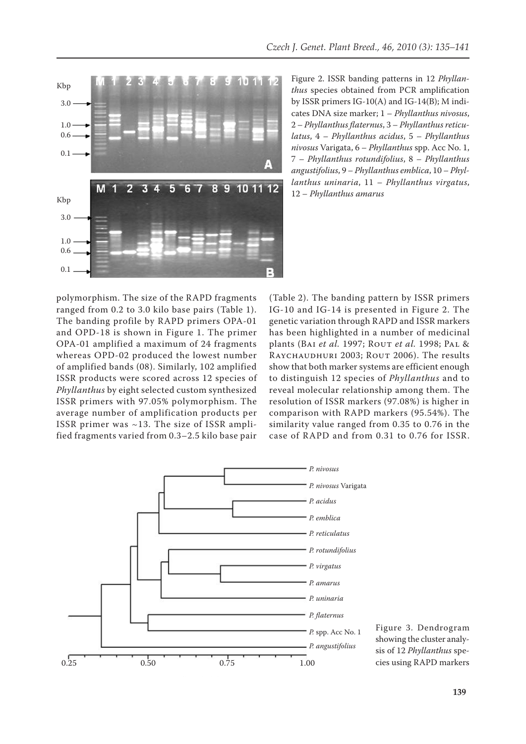Figure 2. ISSR banding patterns in 12 *Phyllanthus* species obtained from PCR amplification by ISSR primers IG-10(A) and IG-14(B); M indicates DNA size marker; 1 – *Phyllanthus nivosus*, 2 – *Phyllanthus flaternus*, 3 – *Phyllanthus reticulatus*, 4 – *Phyllanthus acidus*, 5 – *Phyllanthus nivosus* Varigata, 6 – *Phyllanthus* spp. Acc No. 1, 7 – *Phyllanthus rotundifolius*, 8 – *Phyllanthus angustifolius*, 9 – *Phyllanthus emblica*, 10 – *Phyllanthus uninaria*, 11 – *Phyllanthus virgatus*, 12 – *Phyllanthus amarus*

polymorphism. The size of the RAPD fragments ranged from 0.2 to 3.0 kilo base pairs (Table 1). The banding profile by RAPD primers OPA-01 and OPD-18 is shown in Figure 1. The primer OPA-01 amplified a maximum of 24 fragments whereas OPD-02 produced the lowest number of amplified bands (08). Similarly, 102 amplified ISSR products were scored across 12 species of *Phyllanthus* by eight selected custom synthesized ISSR primers with 97.05% polymorphism. The average number of amplification products per ISSR primer was ~13. The size of ISSR amplified fragments varied from 0.3–2.5 kilo base pair (Table 2). The banding pattern by ISSR primers IG-10 and IG-14 is presented in Figure 2. The genetic variation through RAPD and ISSR markers has been highlighted in a number of medicinal plants (Bai *et al.* 1997; Rout *et al.* 1998; Pal & Raychaudhuri 2003; Rout 2006). The results show that both marker systems are efficient enough to distinguish 12 species of *Phyllanthus* and to reveal molecular relationship among them. The resolution of ISSR markers (97.08%) is higher in comparison with RAPD markers (95.54%). The similarity value ranged from 0.35 to 0.76 in the case of RAPD and from 0.31 to 0.76 for ISSR.

Figure 3. Dendrogram showing the cluster analysis of 12 *Phyllanthus* species using RAPD markers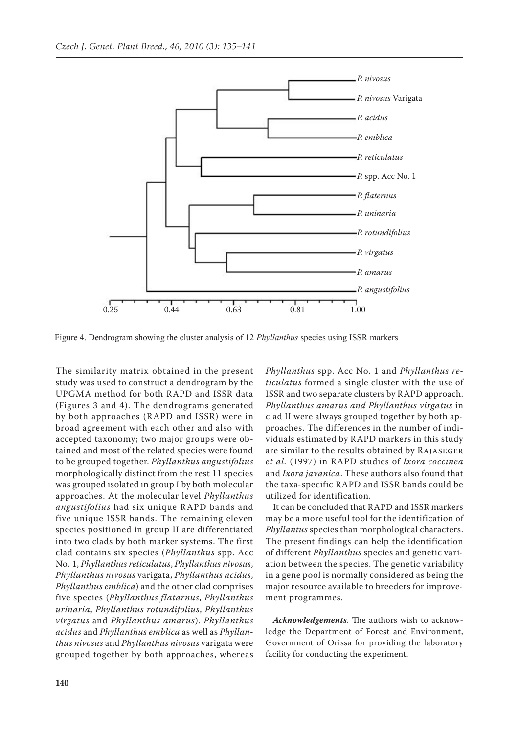Figure 4. Dendrogram showing the cluster analysis of 12 *Phyllanthus* species using ISSR markers

The similarity matrix obtained in the present study was used to construct a dendrogram by the UPGMA method for both RAPD and ISSR data (Figures 3 and 4). The dendrograms generated by both approaches (RAPD and ISSR) were in broad agreement with each other and also with accepted taxonomy; two major groups were obtained and most of the related species were found to be grouped together. *Phyllanthus angustifolius* morphologically distinct from the rest 11 species was grouped isolated in group I by both molecular approaches. At the molecular level *Phyllanthus angustifolius* had six unique RAPD bands and five unique ISSR bands. The remaining eleven species positioned in group II are differentiated into two clads by both marker systems. The first clad contains six species (*Phyllanthus* spp. Acc No. 1, *Phyllanthus reticulatus*, *Phyllanthus nivosus*, *Phyllanthus nivosus* varigata, *Phyllanthus acidus*, *Phyllanthus emblica*) and the other clad comprises five species (*Phyllanthus flatarnus*, *Phyllanthus urinaria*, *Phyllanthus rotundifolius*, *Phyllanthus virgatus* and *Phyllanthus amarus*). *Phyllanthus acidus* and *Phyllanthus emblica* as well as *Phyllanthus nivosus* and *Phyllanthus nivosus* varigata were grouped together by both approaches, whereas *Phyllanthus* spp. Acc No. 1 and *Phyllanthus reticulatus* formed a single cluster with the use of ISSR and two separate clusters by RAPD approach. *Phyllanthus amarus and Phyllanthus virgatus* in clad II were always grouped together by both approaches. The differences in the number of individuals estimated by RAPD markers in this study are similar to the results obtained by Rajaseger *et al.* (1997) in RAPD studies of *Ixora coccinea* and *Ixora javanica*. These authors also found that the taxa-specific RAPD and ISSR bands could be utilized for identification.

It can be concluded that RAPD and ISSR markers may be a more useful tool for the identification of *Phyllantus* species than morphological characters. The present findings can help the identification of different *Phyllanthus* species and genetic variation between the species. The genetic variability in a gene pool is normally considered as being the major resource available to breeders for improvement programmes.

***Acknowledgements***. The authors wish to acknowledge the Department of Forest and Environment, Government of Orissa for providing the laboratory facility for conducting the experiment.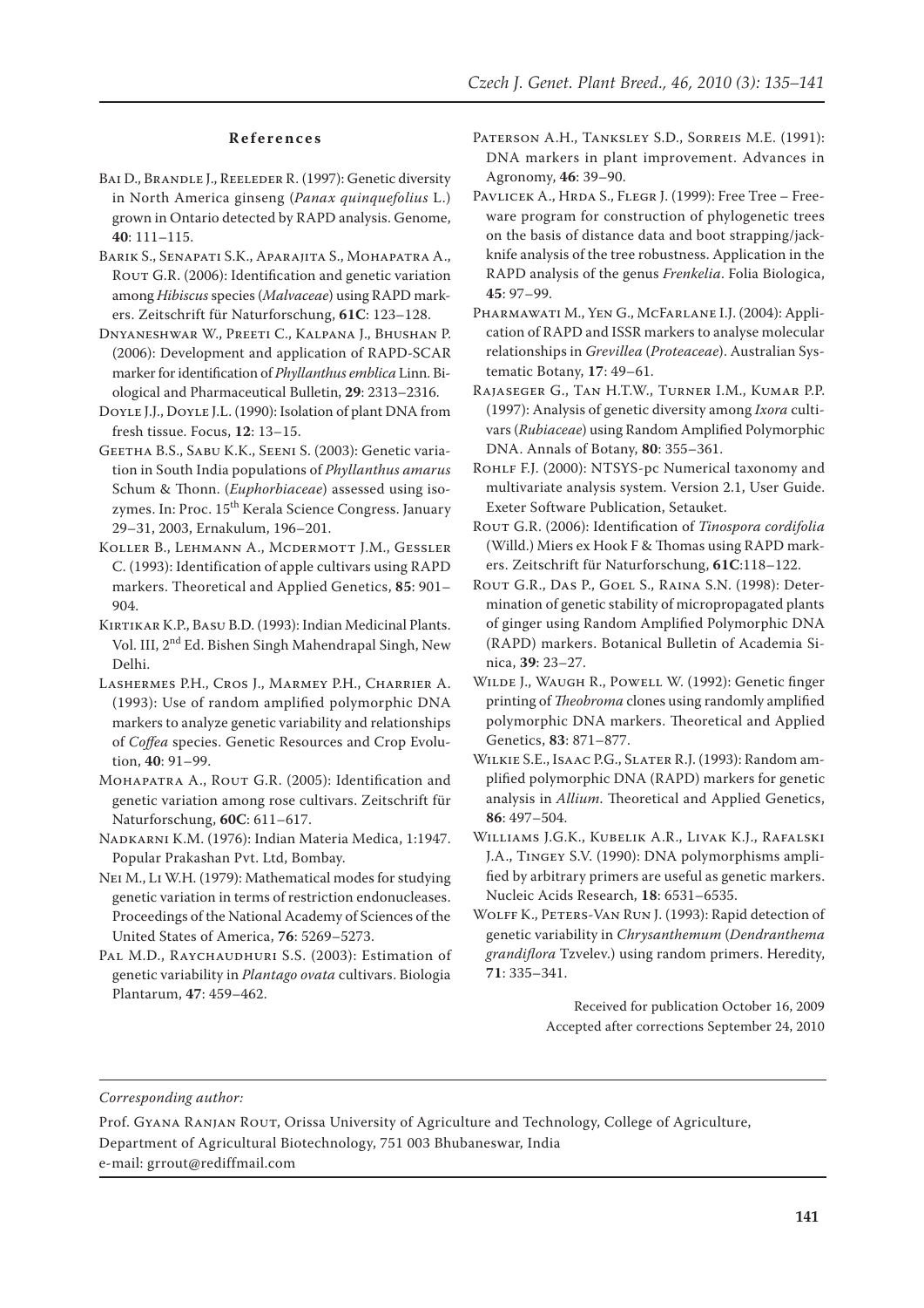## References

Bai D., Brandle J., Reeleder R. (1997): Genetic diversity in North America ginseng (*Panax quinquefolius* L.) grown in Ontario detected by RAPD analysis. Genome, **40**: 111–115.

Barik S., Senapati S.K., Aparajita S., Mohapatra A., Rout G.R. (2006): Identification and genetic variation among *Hibiscus* species (*Malvaceae*) using RAPD markers. Zeitschrift für Naturforschung, **61C**: 123–128.

Dnyaneshwar W., Preeti C., Kalpana J., Bhushan P. (2006): Development and application of RAPD-SCAR marker for identification of *Phyllanthus emblica* Linn. Biological and Pharmaceutical Bulletin, **29**: 2313–2316.

Doyle J.J., Doyle J.L. (1990): Isolation of plant DNA from fresh tissue. Focus, **12**: 13–15.

Geetha B.S., Sabu K.K., Seeni S. (2003): Genetic variation in South India populations of *Phyllanthus amarus* Schum & Thonn. (*Euphorbiaceae*) assessed using isozymes. In: Proc. 15th Kerala Science Congress. January 29–31, 2003, Ernakulum, 196–201.

Koller B., Lehmann A., Mcdermott J.M., Gessler C. (1993): Identification of apple cultivars using RAPD markers. Theoretical and Applied Genetics, **85**: 901–904.

Kirtikar K.P., Basu B.D. (1993): Indian Medicinal Plants. Vol. III, 2nd Ed. Bishen Singh Mahendrapal Singh, New Delhi.

Lashermes P.H., Cros J., Marmey P.H., Charrier A. (1993): Use of random amplified polymorphic DNA markers to analyze genetic variability and relationships of *Coffea* species. Genetic Resources and Crop Evolution, **40**: 91–99.

Mohapatra A., Rout G.R. (2005): Identification and genetic variation among rose cultivars. Zeitschrift für Naturforschung, **60C**: 611–617.

Nadkarni K.M. (1976): Indian Materia Medica, 1:1947. Popular Prakashan Pvt. Ltd, Bombay.

Nei M., Li W.H. (1979): Mathematical modes for studying genetic variation in terms of restriction endonucleases. Proceedings of the National Academy of Sciences of the United States of America, **76**: 5269–5273.

Pal M.D., Raychaudhuri S.S. (2003): Estimation of genetic variability in *Plantago ovata* cultivars. Biologia Plantarum, **47**: 459–462.

Paterson A.H., Tanksley S.D., Sorreis M.E. (1991): DNA markers in plant improvement. Advances in Agronomy, **46**: 39–90.

Pavlicek A., Hrda S., Flegr J. (1999): Free Tree – Freeware program for construction of phylogenetic trees on the basis of distance data and boot strapping/jackknife analysis of the tree robustness. Application in the RAPD analysis of the genus *Frenkelia*. Folia Biologica, **45**: 97–99.

Pharmawati M., Yen G., McFarlane I.J. (2004): Application of RAPD and ISSR markers to analyse molecular relationships in *Grevillea* (*Proteaceae*). Australian Systematic Botany, **17**: 49–61.

Rajaseger G., Tan H.T.W., Turner I.M., Kumar P.P. (1997): Analysis of genetic diversity among *Ixora* cultivars (*Rubiaceae*) using Random Amplified Polymorphic DNA. Annals of Botany, **80**: 355–361.

Rohlf F.J. (2000): NTSYS-pc Numerical taxonomy and multivariate analysis system. Version 2.1, User Guide. Exeter Software Publication, Setauket.

Rout G.R. (2006): Identification of *Tinospora cordifolia* (Willd.) Miers ex Hook F & Thomas using RAPD markers. Zeitschrift für Naturforschung, **61C**:118–122.

Rout G.R., Das P., Goel S., Raina S.N. (1998): Determination of genetic stability of micropropagated plants of ginger using Random Amplified Polymorphic DNA (RAPD) markers. Botanical Bulletin of Academia Sinica, **39**: 23–27.

Wilde J., Waugh R., Powell W. (1992): Genetic finger printing of *Theobroma* clones using randomly amplified polymorphic DNA markers. Theoretical and Applied Genetics, **83**: 871–877.

Wilkie S.E., Isaac P.G., Slater R.J. (1993): Random amplified polymorphic DNA (RAPD) markers for genetic analysis in *Allium*. Theoretical and Applied Genetics, **86**: 497–504.

Williams J.G.K., Kubelik A.R., Livak K.J., Rafalski J.A., Tingey S.V. (1990): DNA polymorphisms amplified by arbitrary primers are useful as genetic markers. Nucleic Acids Research, **18**: 6531–6535.

Wolff K., Peters-Van Run J. (1993): Rapid detection of genetic variability in *Chrysanthemum* (*Dendranthema grandiflora* Tzvelev.) using random primers. Heredity, **71**: 335–341.

Received for publication October 16, 2009
Accepted after corrections September 24, 2010

*Corresponding author:*

Prof. Gyana Ranjan Rout, Orissa University of Agriculture and Technology, College of Agriculture, Department of Agricultural Biotechnology, 751 003 Bhubaneswar, India
e-mail: grrout@rediffmail.com